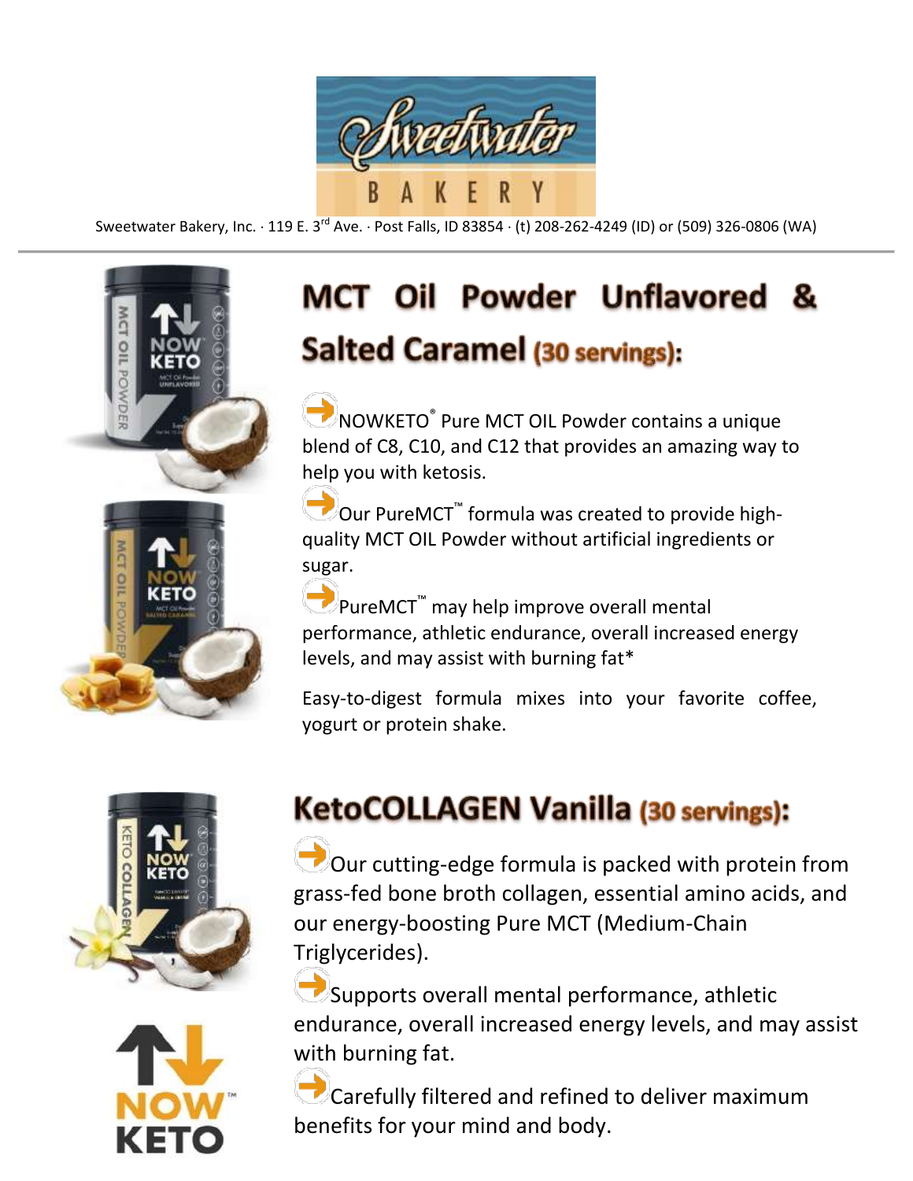Sweetwater Bakery, Inc. · 119 E. 3rd Ave. · Post Falls, ID 83854 · (t) 208-262-4249 (ID) or (509) 326-0806 (WA)

## MCT Oil Powder Unflavored & Salted Caramel (30 servings):

- NOWKETO® Pure MCT OIL Powder contains a unique blend of C8, C10, and C12 that provides an amazing way to help you with ketosis.
- Our PureMCT™ formula was created to provide high-quality MCT OIL Powder without artificial ingredients or sugar.
- PureMCT™ may help improve overall mental performance, athletic endurance, overall increased energy levels, and may assist with burning fat*

Easy-to-digest formula mixes into your favorite coffee, yogurt or protein shake.

## KetoCOLLAGEN Vanilla (30 servings):

- Our cutting-edge formula is packed with protein from grass-fed bone broth collagen, essential amino acids, and our energy-boosting Pure MCT (Medium-Chain Triglycerides).
- Supports overall mental performance, athletic endurance, overall increased energy levels, and may assist with burning fat.
- Carefully filtered and refined to deliver maximum benefits for your mind and body.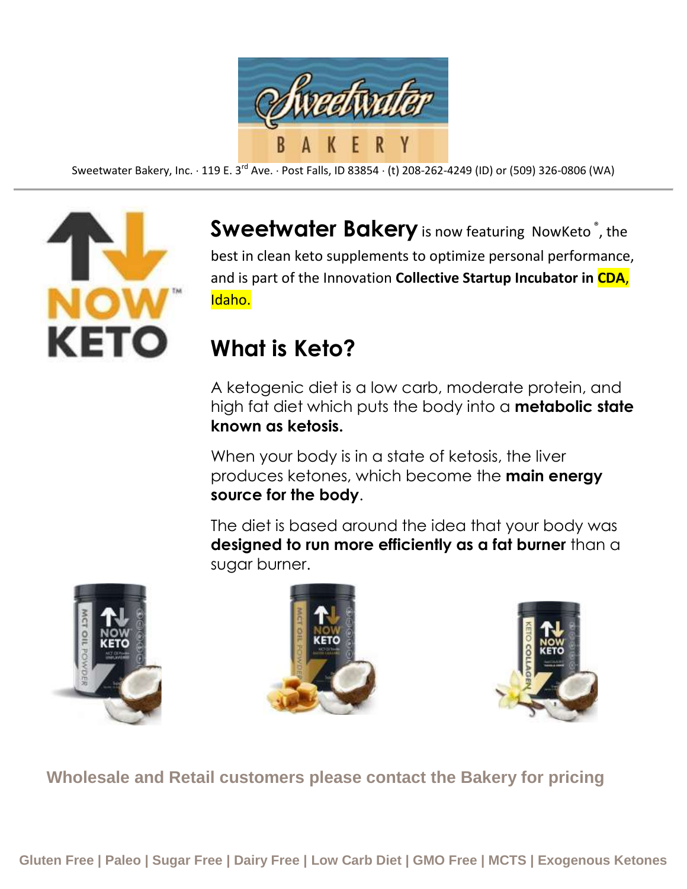Sweetwater Bakery, Inc. · 119 E. 3rd Ave. · Post Falls, ID 83854 · (t) 208-262-4249 (ID) or (509) 326-0806 (WA)

**Sweetwater Bakery** is now featuring NowKeto®, the best in clean keto supplements to optimize personal performance, and is part of the Innovation **Collective Startup Incubator in CDA**, Idaho.

## What is Keto?

A ketogenic diet is a low carb, moderate protein, and high fat diet which puts the body into a **metabolic state known as ketosis.**

When your body is in a state of ketosis, the liver produces ketones, which become the **main energy source for the body**.

The diet is based around the idea that your body was **designed to run more efficiently as a fat burner** than a sugar burner.

**Wholesale and Retail customers please contact the Bakery for pricing**

**Gluten Free | Paleo | Sugar Free | Dairy Free | Low Carb Diet | GMO Free | MCTS | Exogenous Ketones**